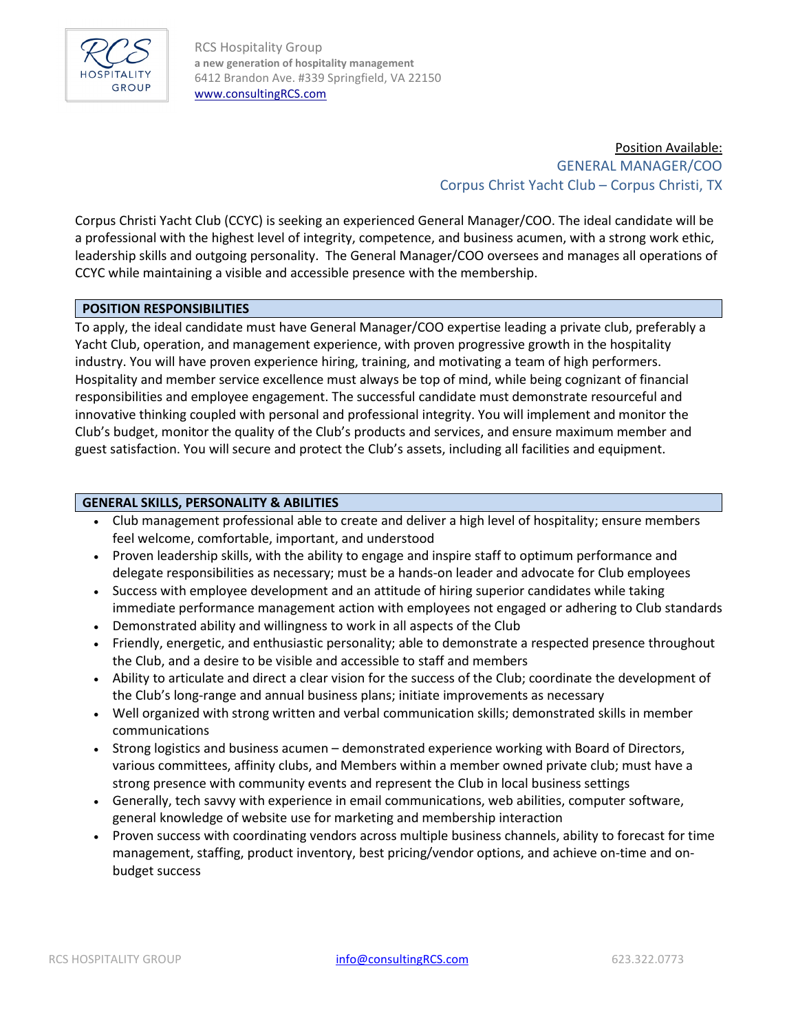RCS Hospitality Group
**a new generation of hospitality management**
6412 Brandon Ave. #339 Springfield, VA 22150
www.consultingRCS.com

Position Available:
## GENERAL MANAGER/COO
### Corpus Christ Yacht Club – Corpus Christi, TX

Corpus Christi Yacht Club (CCYC) is seeking an experienced General Manager/COO. The ideal candidate will be a professional with the highest level of integrity, competence, and business acumen, with a strong work ethic, leadership skills and outgoing personality. The General Manager/COO oversees and manages all operations of CCYC while maintaining a visible and accessible presence with the membership.

## POSITION RESPONSIBILITIES

To apply, the ideal candidate must have General Manager/COO expertise leading a private club, preferably a Yacht Club, operation, and management experience, with proven progressive growth in the hospitality industry. You will have proven experience hiring, training, and motivating a team of high performers. Hospitality and member service excellence must always be top of mind, while being cognizant of financial responsibilities and employee engagement. The successful candidate must demonstrate resourceful and innovative thinking coupled with personal and professional integrity. You will implement and monitor the Club's budget, monitor the quality of the Club's products and services, and ensure maximum member and guest satisfaction. You will secure and protect the Club's assets, including all facilities and equipment.

## GENERAL SKILLS, PERSONALITY & ABILITIES

- Club management professional able to create and deliver a high level of hospitality; ensure members feel welcome, comfortable, important, and understood
- Proven leadership skills, with the ability to engage and inspire staff to optimum performance and delegate responsibilities as necessary; must be a hands-on leader and advocate for Club employees
- Success with employee development and an attitude of hiring superior candidates while taking immediate performance management action with employees not engaged or adhering to Club standards
- Demonstrated ability and willingness to work in all aspects of the Club
- Friendly, energetic, and enthusiastic personality; able to demonstrate a respected presence throughout the Club, and a desire to be visible and accessible to staff and members
- Ability to articulate and direct a clear vision for the success of the Club; coordinate the development of the Club's long-range and annual business plans; initiate improvements as necessary
- Well organized with strong written and verbal communication skills; demonstrated skills in member communications
- Strong logistics and business acumen – demonstrated experience working with Board of Directors, various committees, affinity clubs, and Members within a member owned private club; must have a strong presence with community events and represent the Club in local business settings
- Generally, tech savvy with experience in email communications, web abilities, computer software, general knowledge of website use for marketing and membership interaction
- Proven success with coordinating vendors across multiple business channels, ability to forecast for time management, staffing, product inventory, best pricing/vendor options, and achieve on-time and on-budget success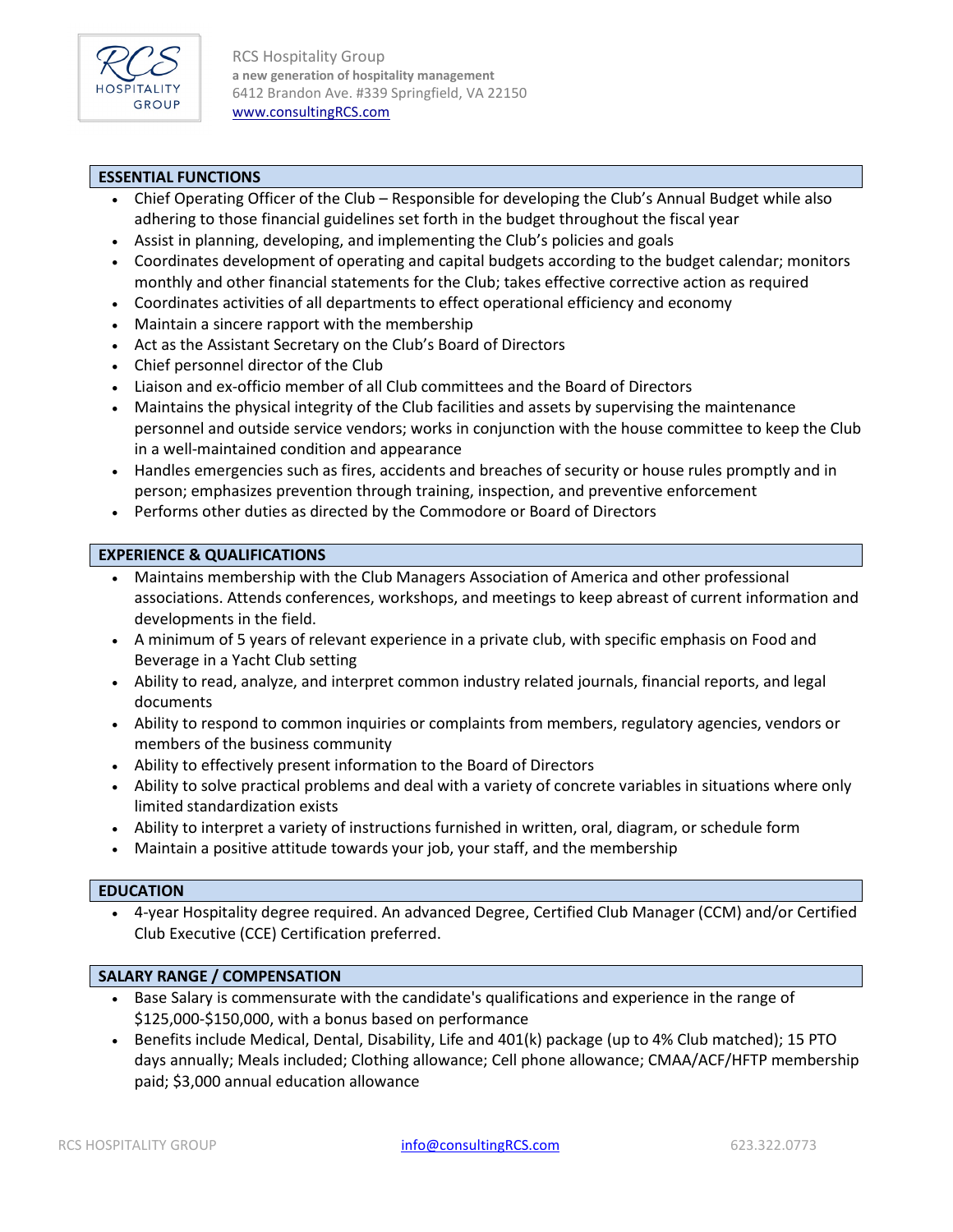## ESSENTIAL FUNCTIONS

- Chief Operating Officer of the Club – Responsible for developing the Club's Annual Budget while also adhering to those financial guidelines set forth in the budget throughout the fiscal year
- Assist in planning, developing, and implementing the Club's policies and goals
- Coordinates development of operating and capital budgets according to the budget calendar; monitors monthly and other financial statements for the Club; takes effective corrective action as required
- Coordinates activities of all departments to effect operational efficiency and economy
- Maintain a sincere rapport with the membership
- Act as the Assistant Secretary on the Club's Board of Directors
- Chief personnel director of the Club
- Liaison and ex-officio member of all Club committees and the Board of Directors
- Maintains the physical integrity of the Club facilities and assets by supervising the maintenance personnel and outside service vendors; works in conjunction with the house committee to keep the Club in a well-maintained condition and appearance
- Handles emergencies such as fires, accidents and breaches of security or house rules promptly and in person; emphasizes prevention through training, inspection, and preventive enforcement
- Performs other duties as directed by the Commodore or Board of Directors

## EXPERIENCE & QUALIFICATIONS

- Maintains membership with the Club Managers Association of America and other professional associations. Attends conferences, workshops, and meetings to keep abreast of current information and developments in the field.
- A minimum of 5 years of relevant experience in a private club, with specific emphasis on Food and Beverage in a Yacht Club setting
- Ability to read, analyze, and interpret common industry related journals, financial reports, and legal documents
- Ability to respond to common inquiries or complaints from members, regulatory agencies, vendors or members of the business community
- Ability to effectively present information to the Board of Directors
- Ability to solve practical problems and deal with a variety of concrete variables in situations where only limited standardization exists
- Ability to interpret a variety of instructions furnished in written, oral, diagram, or schedule form
- Maintain a positive attitude towards your job, your staff, and the membership

## EDUCATION

- 4-year Hospitality degree required. An advanced Degree, Certified Club Manager (CCM) and/or Certified Club Executive (CCE) Certification preferred.

## SALARY RANGE / COMPENSATION

- Base Salary is commensurate with the candidate's qualifications and experience in the range of $125,000-$150,000, with a bonus based on performance
- Benefits include Medical, Dental, Disability, Life and 401(k) package (up to 4% Club matched); 15 PTO days annually; Meals included; Clothing allowance; Cell phone allowance; CMAA/ACF/HFTP membership paid; $3,000 annual education allowance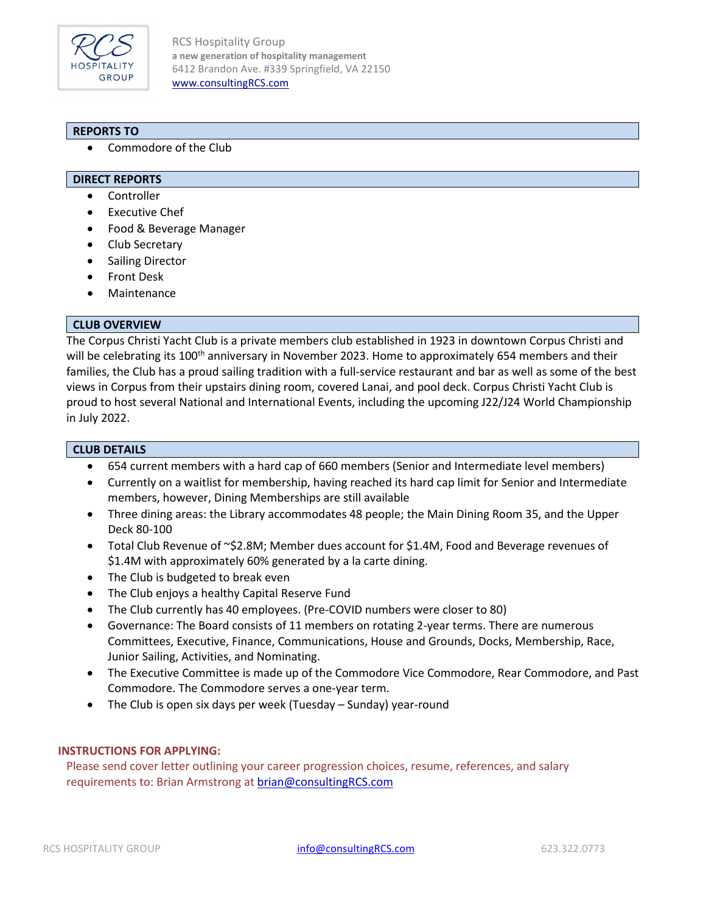RCS Hospitality Group
**a new generation of hospitality management**
6412 Brandon Ave. #339 Springfield, VA 22150
www.consultingRCS.com

## REPORTS TO

- Commodore of the Club

## DIRECT REPORTS

- Controller
- Executive Chef
- Food & Beverage Manager
- Club Secretary
- Sailing Director
- Front Desk
- Maintenance

## CLUB OVERVIEW

The Corpus Christi Yacht Club is a private members club established in 1923 in downtown Corpus Christi and will be celebrating its 100th anniversary in November 2023. Home to approximately 654 members and their families, the Club has a proud sailing tradition with a full-service restaurant and bar as well as some of the best views in Corpus from their upstairs dining room, covered Lanai, and pool deck. Corpus Christi Yacht Club is proud to host several National and International Events, including the upcoming J22/J24 World Championship in July 2022.

## CLUB DETAILS

- 654 current members with a hard cap of 660 members (Senior and Intermediate level members)
- Currently on a waitlist for membership, having reached its hard cap limit for Senior and Intermediate members, however, Dining Memberships are still available
- Three dining areas: the Library accommodates 48 people; the Main Dining Room 35, and the Upper Deck 80-100
- Total Club Revenue of ~$2.8M; Member dues account for $1.4M, Food and Beverage revenues of $1.4M with approximately 60% generated by a la carte dining.
- The Club is budgeted to break even
- The Club enjoys a healthy Capital Reserve Fund
- The Club currently has 40 employees. (Pre-COVID numbers were closer to 80)
- Governance: The Board consists of 11 members on rotating 2-year terms. There are numerous Committees, Executive, Finance, Communications, House and Grounds, Docks, Membership, Race, Junior Sailing, Activities, and Nominating.
- The Executive Committee is made up of the Commodore Vice Commodore, Rear Commodore, and Past Commodore. The Commodore serves a one-year term.
- The Club is open six days per week (Tuesday – Sunday) year-round

**INSTRUCTIONS FOR APPLYING:**

Please send cover letter outlining your career progression choices, resume, references, and salary requirements to: Brian Armstrong at brian@consultingRCS.com